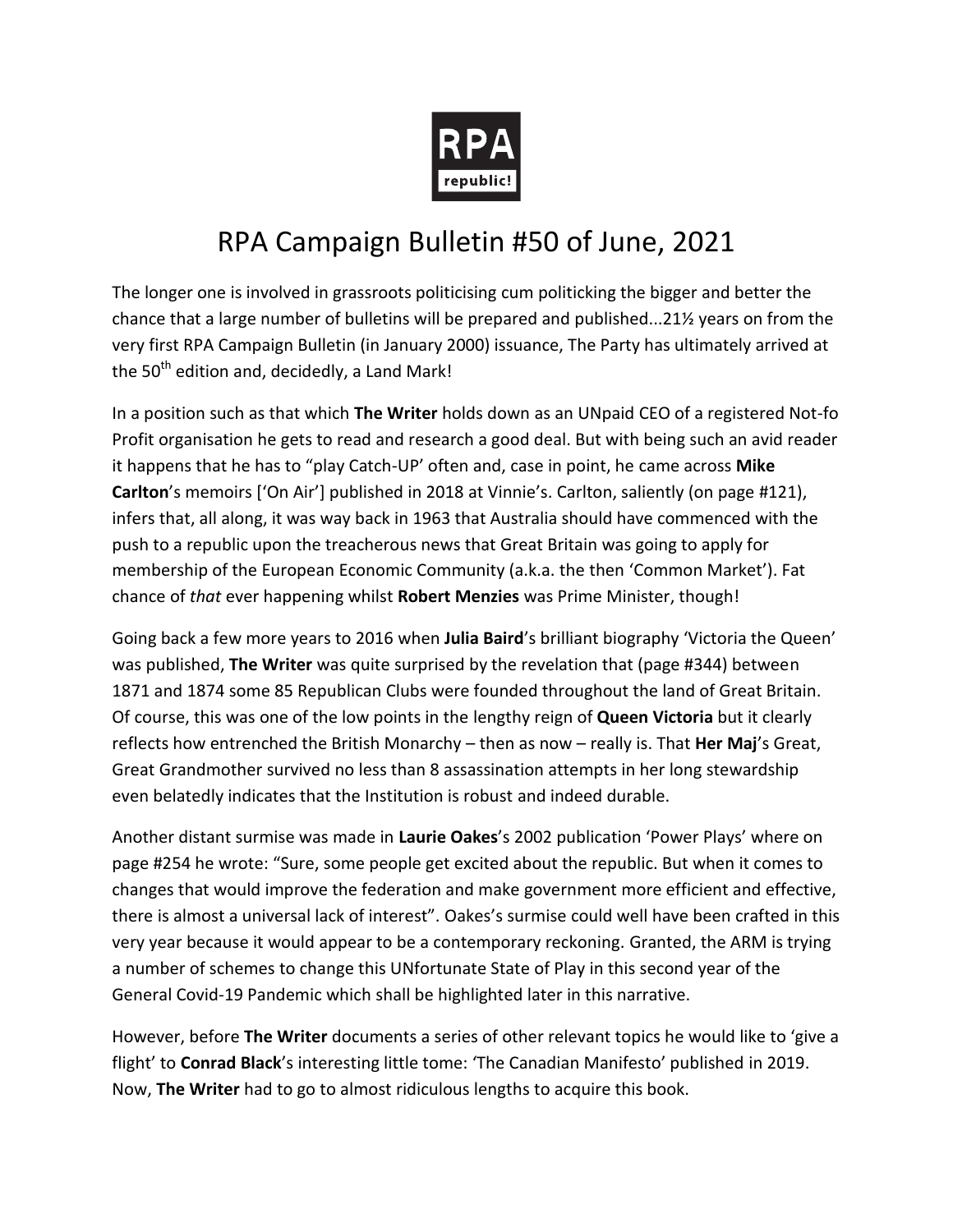# RPA Campaign Bulletin #50 of June, 2021

The longer one is involved in grassroots politicising cum politicking the bigger and better the chance that a large number of bulletins will be prepared and published...21½ years on from the very first RPA Campaign Bulletin (in January 2000) issuance, The Party has ultimately arrived at the 50th edition and, decidedly, a Land Mark!

In a position such as that which **The Writer** holds down as an UNpaid CEO of a registered Not-fo Profit organisation he gets to read and research a good deal. But with being such an avid reader it happens that he has to "play Catch-UP' often and, case in point, he came across **Mike Carlton**'s memoirs ['On Air'] published in 2018 at Vinnie's. Carlton, saliently (on page #121), infers that, all along, it was way back in 1963 that Australia should have commenced with the push to a republic upon the treacherous news that Great Britain was going to apply for membership of the European Economic Community (a.k.a. the then 'Common Market'). Fat chance of *that* ever happening whilst **Robert Menzies** was Prime Minister, though!

Going back a few more years to 2016 when **Julia Baird**'s brilliant biography 'Victoria the Queen' was published, **The Writer** was quite surprised by the revelation that (page #344) between 1871 and 1874 some 85 Republican Clubs were founded throughout the land of Great Britain. Of course, this was one of the low points in the lengthy reign of **Queen Victoria** but it clearly reflects how entrenched the British Monarchy – then as now – really is. That **Her Maj**'s Great, Great Grandmother survived no less than 8 assassination attempts in her long stewardship even belatedly indicates that the Institution is robust and indeed durable.

Another distant surmise was made in **Laurie Oakes**'s 2002 publication 'Power Plays' where on page #254 he wrote: "Sure, some people get excited about the republic. But when it comes to changes that would improve the federation and make government more efficient and effective, there is almost a universal lack of interest". Oakes's surmise could well have been crafted in this very year because it would appear to be a contemporary reckoning. Granted, the ARM is trying a number of schemes to change this UNfortunate State of Play in this second year of the General Covid-19 Pandemic which shall be highlighted later in this narrative.

However, before **The Writer** documents a series of other relevant topics he would like to 'give a flight' to **Conrad Black**'s interesting little tome: 'The Canadian Manifesto' published in 2019. Now, **The Writer** had to go to almost ridiculous lengths to acquire this book.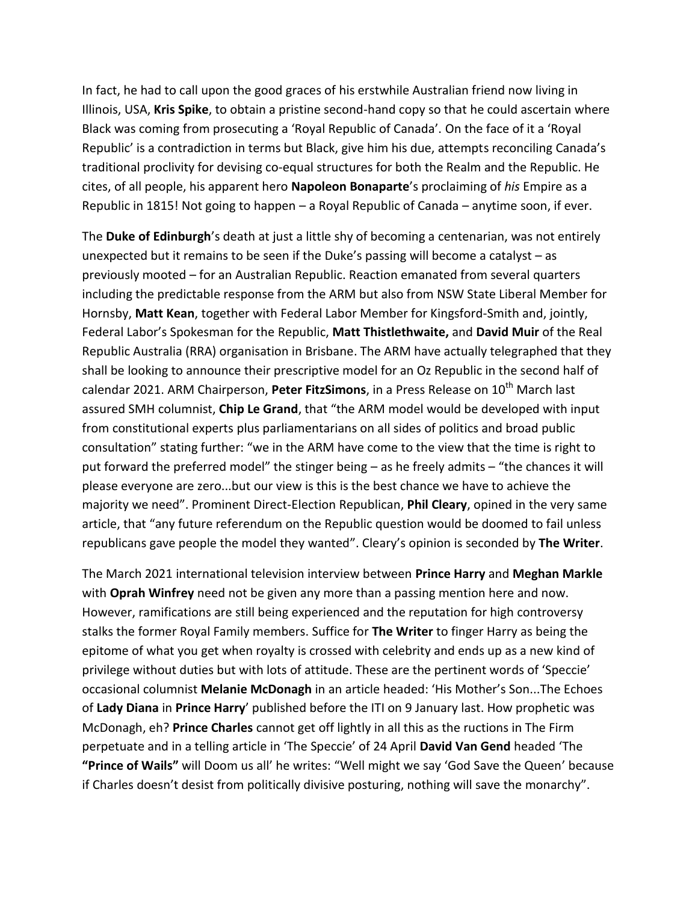In fact, he had to call upon the good graces of his erstwhile Australian friend now living in Illinois, USA, **Kris Spike**, to obtain a pristine second-hand copy so that he could ascertain where Black was coming from prosecuting a 'Royal Republic of Canada'. On the face of it a 'Royal Republic' is a contradiction in terms but Black, give him his due, attempts reconciling Canada's traditional proclivity for devising co-equal structures for both the Realm and the Republic. He cites, of all people, his apparent hero **Napoleon Bonaparte**'s proclaiming of *his* Empire as a Republic in 1815! Not going to happen – a Royal Republic of Canada – anytime soon, if ever.

The **Duke of Edinburgh**'s death at just a little shy of becoming a centenarian, was not entirely unexpected but it remains to be seen if the Duke's passing will become a catalyst – as previously mooted – for an Australian Republic. Reaction emanated from several quarters including the predictable response from the ARM but also from NSW State Liberal Member for Hornsby, **Matt Kean**, together with Federal Labor Member for Kingsford-Smith and, jointly, Federal Labor's Spokesman for the Republic, **Matt Thistlethwaite,** and **David Muir** of the Real Republic Australia (RRA) organisation in Brisbane. The ARM have actually telegraphed that they shall be looking to announce their prescriptive model for an Oz Republic in the second half of calendar 2021. ARM Chairperson, **Peter FitzSimons**, in a Press Release on 10th March last assured SMH columnist, **Chip Le Grand**, that "the ARM model would be developed with input from constitutional experts plus parliamentarians on all sides of politics and broad public consultation" stating further: "we in the ARM have come to the view that the time is right to put forward the preferred model" the stinger being – as he freely admits – "the chances it will please everyone are zero...but our view is this is the best chance we have to achieve the majority we need". Prominent Direct-Election Republican, **Phil Cleary**, opined in the very same article, that "any future referendum on the Republic question would be doomed to fail unless republicans gave people the model they wanted". Cleary's opinion is seconded by **The Writer**.

The March 2021 international television interview between **Prince Harry** and **Meghan Markle** with **Oprah Winfrey** need not be given any more than a passing mention here and now. However, ramifications are still being experienced and the reputation for high controversy stalks the former Royal Family members. Suffice for **The Writer** to finger Harry as being the epitome of what you get when royalty is crossed with celebrity and ends up as a new kind of privilege without duties but with lots of attitude. These are the pertinent words of 'Speccie' occasional columnist **Melanie McDonagh** in an article headed: 'His Mother's Son...The Echoes of **Lady Diana** in **Prince Harry**' published before the ITI on 9 January last. How prophetic was McDonagh, eh? **Prince Charles** cannot get off lightly in all this as the ructions in The Firm perpetuate and in a telling article in 'The Speccie' of 24 April **David Van Gend** headed 'The **"Prince of Wails"** will Doom us all' he writes: "Well might we say 'God Save the Queen' because if Charles doesn't desist from politically divisive posturing, nothing will save the monarchy".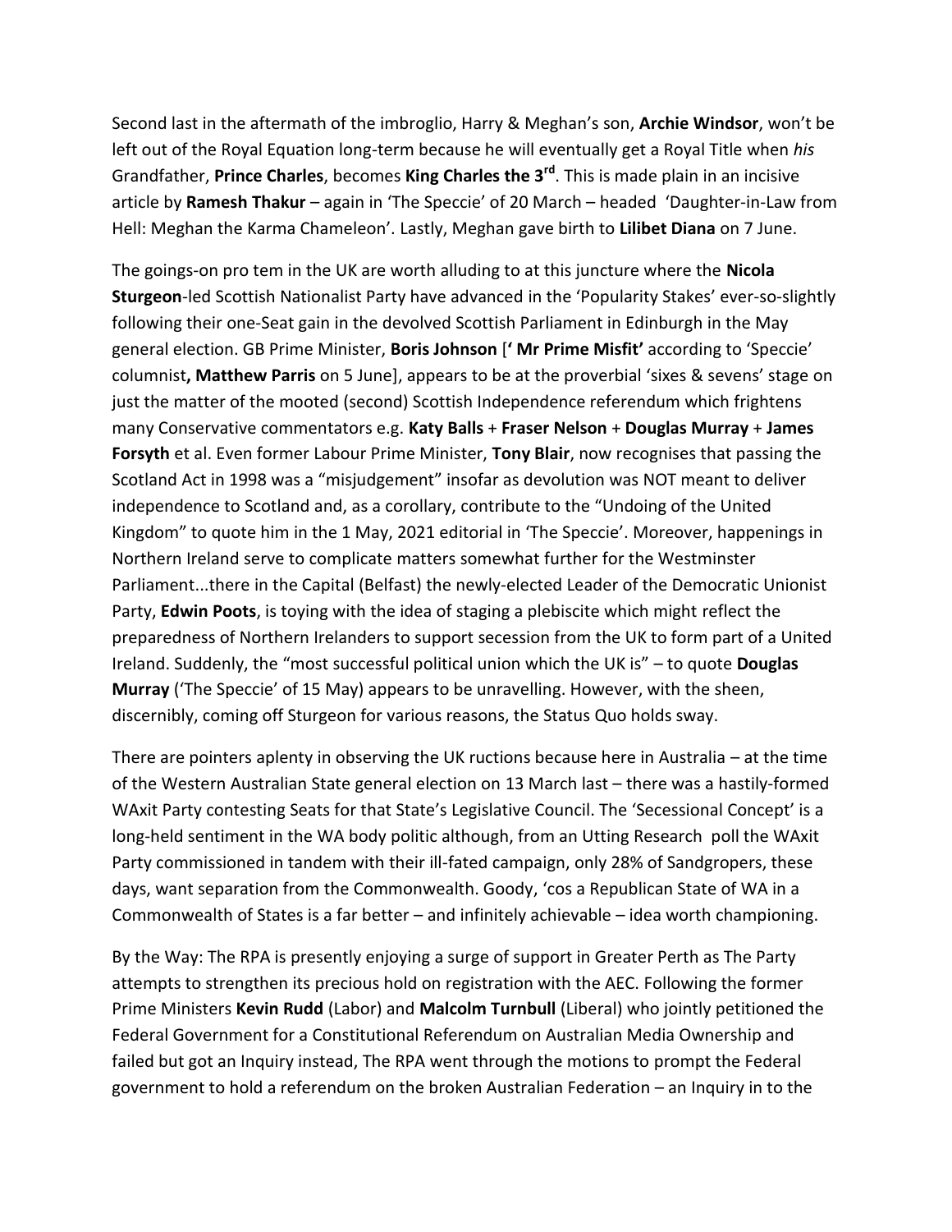Second last in the aftermath of the imbroglio, Harry & Meghan's son, **Archie Windsor**, won't be left out of the Royal Equation long-term because he will eventually get a Royal Title when *his* Grandfather, **Prince Charles**, becomes **King Charles the 3rd**. This is made plain in an incisive article by **Ramesh Thakur** – again in 'The Speccie' of 20 March – headed 'Daughter-in-Law from Hell: Meghan the Karma Chameleon'. Lastly, Meghan gave birth to **Lilibet Diana** on 7 June.

The goings-on pro tem in the UK are worth alluding to at this juncture where the **Nicola Sturgeon**-led Scottish Nationalist Party have advanced in the 'Popularity Stakes' ever-so-slightly following their one-Seat gain in the devolved Scottish Parliament in Edinburgh in the May general election. GB Prime Minister, **Boris Johnson** [**' Mr Prime Misfit'** according to 'Speccie' columnist**, Matthew Parris** on 5 June], appears to be at the proverbial 'sixes & sevens' stage on just the matter of the mooted (second) Scottish Independence referendum which frightens many Conservative commentators e.g. **Katy Balls** + **Fraser Nelson** + **Douglas Murray** + **James Forsyth** et al. Even former Labour Prime Minister, **Tony Blair**, now recognises that passing the Scotland Act in 1998 was a "misjudgement" insofar as devolution was NOT meant to deliver independence to Scotland and, as a corollary, contribute to the "Undoing of the United Kingdom" to quote him in the 1 May, 2021 editorial in 'The Speccie'. Moreover, happenings in Northern Ireland serve to complicate matters somewhat further for the Westminster Parliament...there in the Capital (Belfast) the newly-elected Leader of the Democratic Unionist Party, **Edwin Poots**, is toying with the idea of staging a plebiscite which might reflect the preparedness of Northern Irelanders to support secession from the UK to form part of a United Ireland. Suddenly, the "most successful political union which the UK is" – to quote **Douglas Murray** ('The Speccie' of 15 May) appears to be unravelling. However, with the sheen, discernibly, coming off Sturgeon for various reasons, the Status Quo holds sway.

There are pointers aplenty in observing the UK ructions because here in Australia – at the time of the Western Australian State general election on 13 March last – there was a hastily-formed WAxit Party contesting Seats for that State's Legislative Council. The 'Secessional Concept' is a long-held sentiment in the WA body politic although, from an Utting Research poll the WAxit Party commissioned in tandem with their ill-fated campaign, only 28% of Sandgropers, these days, want separation from the Commonwealth. Goody, 'cos a Republican State of WA in a Commonwealth of States is a far better – and infinitely achievable – idea worth championing.

By the Way: The RPA is presently enjoying a surge of support in Greater Perth as The Party attempts to strengthen its precious hold on registration with the AEC. Following the former Prime Ministers **Kevin Rudd** (Labor) and **Malcolm Turnbull** (Liberal) who jointly petitioned the Federal Government for a Constitutional Referendum on Australian Media Ownership and failed but got an Inquiry instead, The RPA went through the motions to prompt the Federal government to hold a referendum on the broken Australian Federation – an Inquiry in to the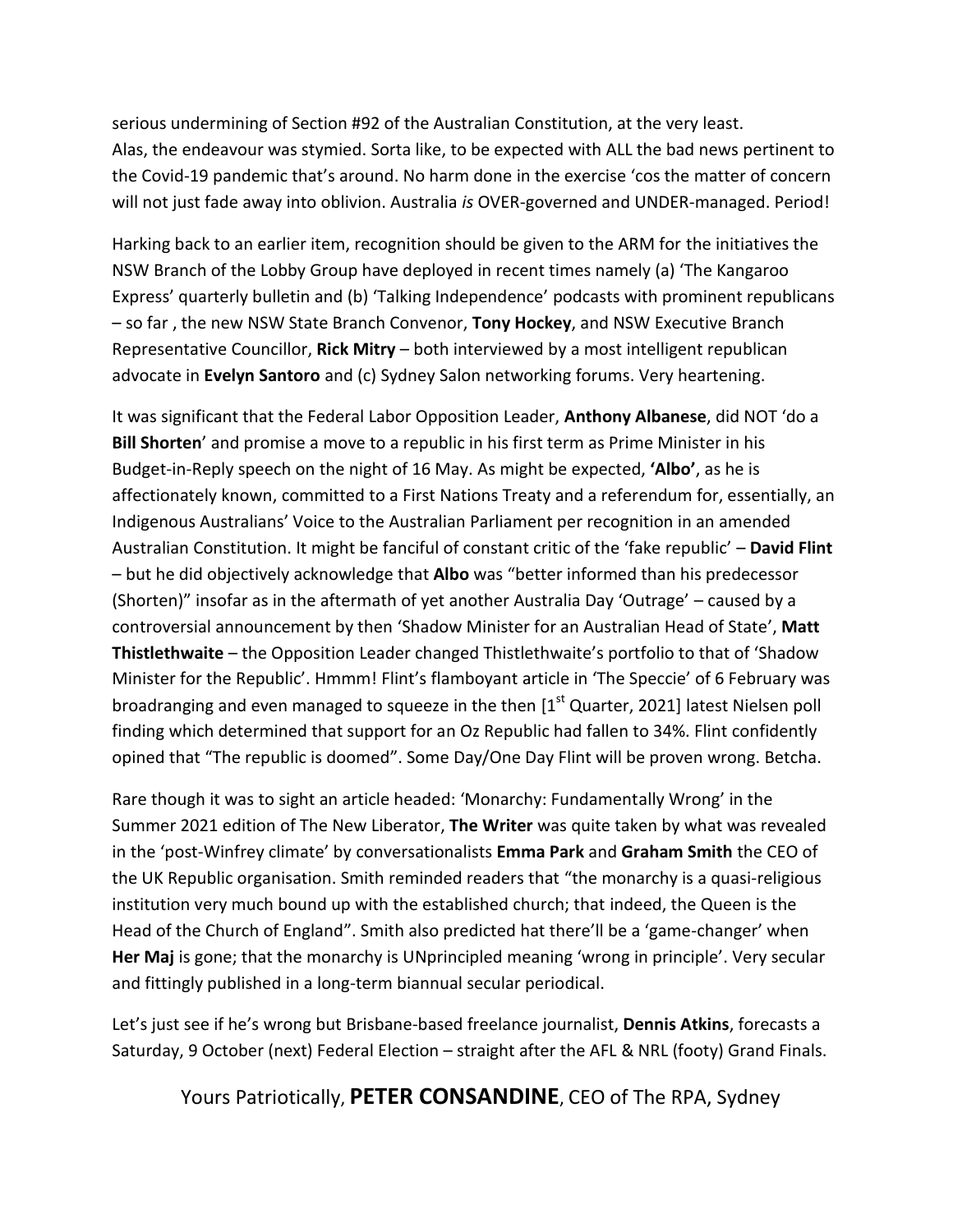serious undermining of Section #92 of the Australian Constitution, at the very least. Alas, the endeavour was stymied. Sorta like, to be expected with ALL the bad news pertinent to the Covid-19 pandemic that's around. No harm done in the exercise 'cos the matter of concern will not just fade away into oblivion. Australia *is* OVER-governed and UNDER-managed. Period!

Harking back to an earlier item, recognition should be given to the ARM for the initiatives the NSW Branch of the Lobby Group have deployed in recent times namely (a) 'The Kangaroo Express' quarterly bulletin and (b) 'Talking Independence' podcasts with prominent republicans – so far , the new NSW State Branch Convenor, **Tony Hockey**, and NSW Executive Branch Representative Councillor, **Rick Mitry** – both interviewed by a most intelligent republican advocate in **Evelyn Santoro** and (c) Sydney Salon networking forums. Very heartening.

It was significant that the Federal Labor Opposition Leader, **Anthony Albanese**, did NOT 'do a **Bill Shorten**' and promise a move to a republic in his first term as Prime Minister in his Budget-in-Reply speech on the night of 16 May. As might be expected, **'Albo'**, as he is affectionately known, committed to a First Nations Treaty and a referendum for, essentially, an Indigenous Australians' Voice to the Australian Parliament per recognition in an amended Australian Constitution. It might be fanciful of constant critic of the 'fake republic' – **David Flint** – but he did objectively acknowledge that **Albo** was "better informed than his predecessor (Shorten)" insofar as in the aftermath of yet another Australia Day 'Outrage' – caused by a controversial announcement by then 'Shadow Minister for an Australian Head of State', **Matt Thistlethwaite** – the Opposition Leader changed Thistlethwaite's portfolio to that of 'Shadow Minister for the Republic'. Hmmm! Flint's flamboyant article in 'The Speccie' of 6 February was broadranging and even managed to squeeze in the then [1st Quarter, 2021] latest Nielsen poll finding which determined that support for an Oz Republic had fallen to 34%. Flint confidently opined that "The republic is doomed". Some Day/One Day Flint will be proven wrong. Betcha.

Rare though it was to sight an article headed: 'Monarchy: Fundamentally Wrong' in the Summer 2021 edition of The New Liberator, **The Writer** was quite taken by what was revealed in the 'post-Winfrey climate' by conversationalists **Emma Park** and **Graham Smith** the CEO of the UK Republic organisation. Smith reminded readers that "the monarchy is a quasi-religious institution very much bound up with the established church; that indeed, the Queen is the Head of the Church of England". Smith also predicted hat there'll be a 'game-changer' when **Her Maj** is gone; that the monarchy is UNprincipled meaning 'wrong in principle'. Very secular and fittingly published in a long-term biannual secular periodical.

Let's just see if he's wrong but Brisbane-based freelance journalist, **Dennis Atkins**, forecasts a Saturday, 9 October (next) Federal Election – straight after the AFL & NRL (footy) Grand Finals.

Yours Patriotically, **PETER CONSANDINE**, CEO of The RPA, Sydney